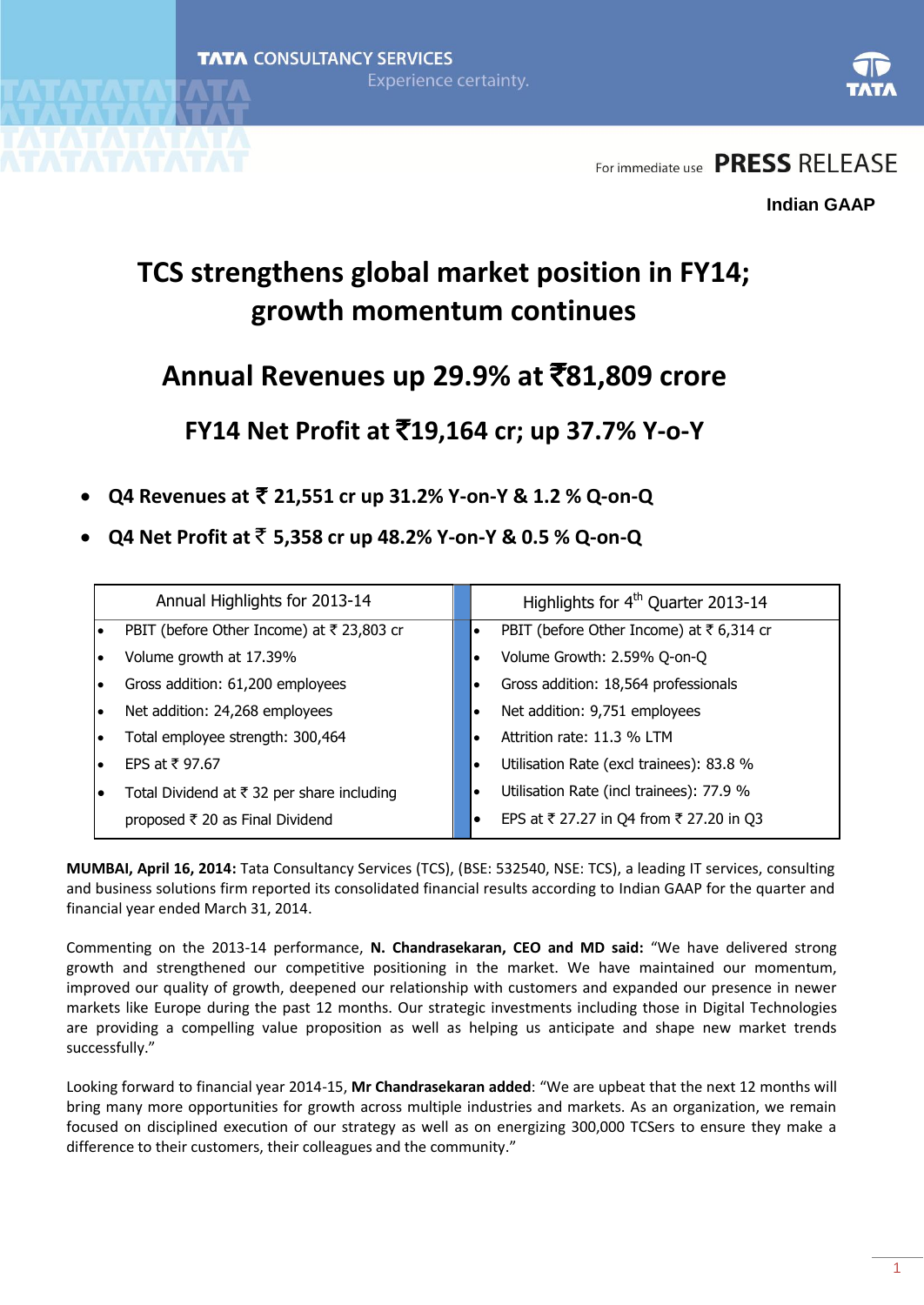TATA CONSULTANCY SERVICES

Experience certainty.

For immediate use **PRESS RELEASE**

**Indian GAAP**

# TCS strengthens global market position in FY14; growth momentum continues

## Annual Revenues up 29.9% at ₹81,809 crore

### FY14 Net Profit at ₹19,164 cr; up 37.7% Y-o-Y

- **Q4 Revenues at ₹ 21,551 cr up 31.2% Y-on-Y & 1.2 % Q-on-Q**
- **Q4 Net Profit at ₹ 5,358 cr up 48.2% Y-on-Y & 0.5 % Q-on-Q**

| Annual Highlights for 2013-14 | Highlights for 4th Quarter 2013-14 |
|---|---|
| • PBIT (before Other Income) at ₹ 23,803 cr | • PBIT (before Other Income) at ₹ 6,314 cr |
| • Volume growth at 17.39% | • Volume Growth: 2.59% Q-on-Q |
| • Gross addition: 61,200 employees | • Gross addition: 18,564 professionals |
| • Net addition: 24,268 employees | • Net addition: 9,751 employees |
| • Total employee strength: 300,464 | • Attrition rate: 11.3 % LTM |
| • EPS at ₹ 97.67 | • Utilisation Rate (excl trainees): 83.8 % |
| • Total Dividend at ₹ 32 per share including proposed ₹ 20 as Final Dividend | • Utilisation Rate (incl trainees): 77.9 % |
| | • EPS at ₹ 27.27 in Q4 from ₹ 27.20 in Q3 |

**MUMBAI, April 16, 2014:** Tata Consultancy Services (TCS), (BSE: 532540, NSE: TCS), a leading IT services, consulting and business solutions firm reported its consolidated financial results according to Indian GAAP for the quarter and financial year ended March 31, 2014.

Commenting on the 2013-14 performance, **N. Chandrasekaran, CEO and MD said:** "We have delivered strong growth and strengthened our competitive positioning in the market. We have maintained our momentum, improved our quality of growth, deepened our relationship with customers and expanded our presence in newer markets like Europe during the past 12 months. Our strategic investments including those in Digital Technologies are providing a compelling value proposition as well as helping us anticipate and shape new market trends successfully."

Looking forward to financial year 2014-15, **Mr Chandrasekaran added**: "We are upbeat that the next 12 months will bring many more opportunities for growth across multiple industries and markets. As an organization, we remain focused on disciplined execution of our strategy as well as on energizing 300,000 TCSers to ensure they make a difference to their customers, their colleagues and the community."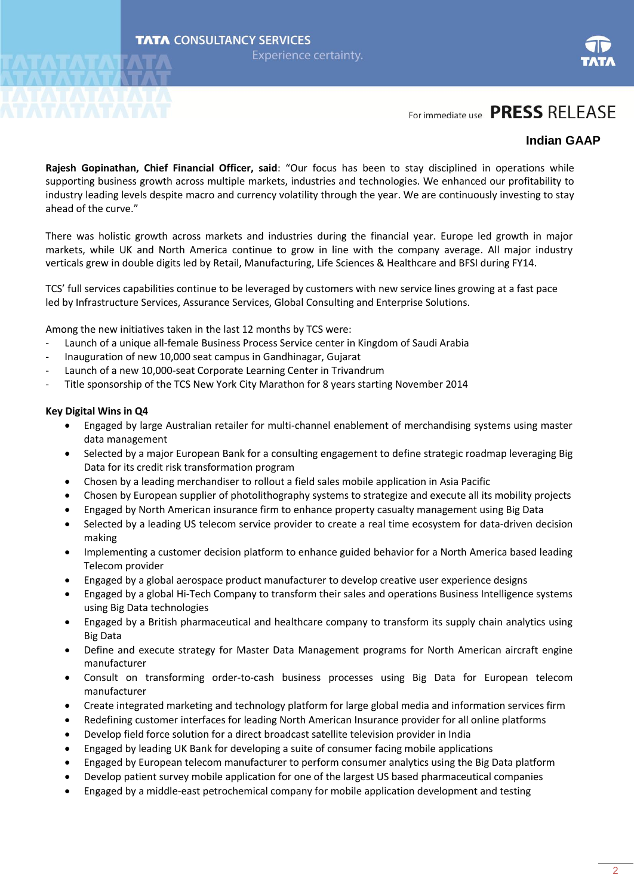For immediate use **PRESS RELEASE**

**Indian GAAP**

**Rajesh Gopinathan, Chief Financial Officer, said**: "Our focus has been to stay disciplined in operations while supporting business growth across multiple markets, industries and technologies. We enhanced our profitability to industry leading levels despite macro and currency volatility through the year. We are continuously investing to stay ahead of the curve."

There was holistic growth across markets and industries during the financial year. Europe led growth in major markets, while UK and North America continue to grow in line with the company average. All major industry verticals grew in double digits led by Retail, Manufacturing, Life Sciences & Healthcare and BFSI during FY14.

TCS' full services capabilities continue to be leveraged by customers with new service lines growing at a fast pace led by Infrastructure Services, Assurance Services, Global Consulting and Enterprise Solutions.

Among the new initiatives taken in the last 12 months by TCS were:

- Launch of a unique all-female Business Process Service center in Kingdom of Saudi Arabia
- Inauguration of new 10,000 seat campus in Gandhinagar, Gujarat
- Launch of a new 10,000-seat Corporate Learning Center in Trivandrum
- Title sponsorship of the TCS New York City Marathon for 8 years starting November 2014

**Key Digital Wins in Q4**

- Engaged by large Australian retailer for multi-channel enablement of merchandising systems using master data management
- Selected by a major European Bank for a consulting engagement to define strategic roadmap leveraging Big Data for its credit risk transformation program
- Chosen by a leading merchandiser to rollout a field sales mobile application in Asia Pacific
- Chosen by European supplier of photolithography systems to strategize and execute all its mobility projects
- Engaged by North American insurance firm to enhance property casualty management using Big Data
- Selected by a leading US telecom service provider to create a real time ecosystem for data-driven decision making
- Implementing a customer decision platform to enhance guided behavior for a North America based leading Telecom provider
- Engaged by a global aerospace product manufacturer to develop creative user experience designs
- Engaged by a global Hi-Tech Company to transform their sales and operations Business Intelligence systems using Big Data technologies
- Engaged by a British pharmaceutical and healthcare company to transform its supply chain analytics using Big Data
- Define and execute strategy for Master Data Management programs for North American aircraft engine manufacturer
- Consult on transforming order-to-cash business processes using Big Data for European telecom manufacturer
- Create integrated marketing and technology platform for large global media and information services firm
- Redefining customer interfaces for leading North American Insurance provider for all online platforms
- Develop field force solution for a direct broadcast satellite television provider in India
- Engaged by leading UK Bank for developing a suite of consumer facing mobile applications
- Engaged by European telecom manufacturer to perform consumer analytics using the Big Data platform
- Develop patient survey mobile application for one of the largest US based pharmaceutical companies
- Engaged by a middle-east petrochemical company for mobile application development and testing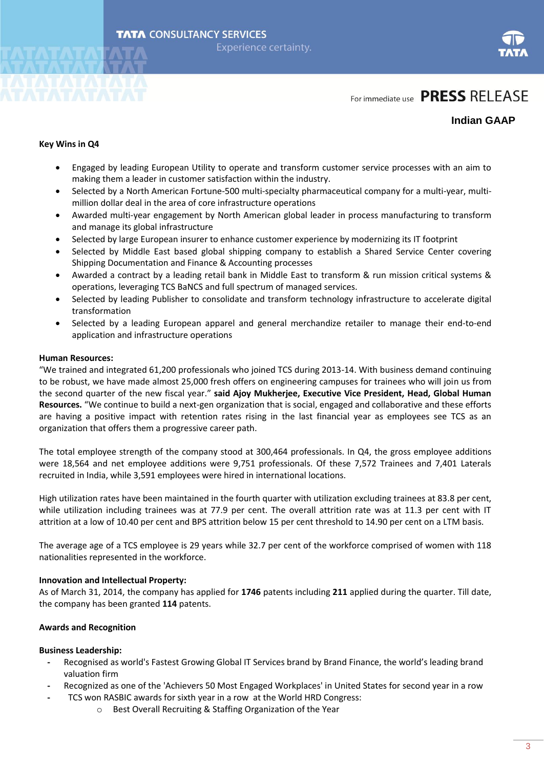**Key Wins in Q4**

- Engaged by leading European Utility to operate and transform customer service processes with an aim to making them a leader in customer satisfaction within the industry.
- Selected by a North American Fortune-500 multi-specialty pharmaceutical company for a multi-year, multi-million dollar deal in the area of core infrastructure operations
- Awarded multi-year engagement by North American global leader in process manufacturing to transform and manage its global infrastructure
- Selected by large European insurer to enhance customer experience by modernizing its IT footprint
- Selected by Middle East based global shipping company to establish a Shared Service Center covering Shipping Documentation and Finance & Accounting processes
- Awarded a contract by a leading retail bank in Middle East to transform & run mission critical systems & operations, leveraging TCS BaNCS and full spectrum of managed services.
- Selected by leading Publisher to consolidate and transform technology infrastructure to accelerate digital transformation
- Selected by a leading European apparel and general merchandize retailer to manage their end-to-end application and infrastructure operations

**Human Resources:**

"We trained and integrated 61,200 professionals who joined TCS during 2013-14. With business demand continuing to be robust, we have made almost 25,000 fresh offers on engineering campuses for trainees who will join us from the second quarter of the new fiscal year." **said Ajoy Mukherjee, Executive Vice President, Head, Global Human Resources.** "We continue to build a next-gen organization that is social, engaged and collaborative and these efforts are having a positive impact with retention rates rising in the last financial year as employees see TCS as an organization that offers them a progressive career path.

The total employee strength of the company stood at 300,464 professionals. In Q4, the gross employee additions were 18,564 and net employee additions were 9,751 professionals. Of these 7,572 Trainees and 7,401 Laterals recruited in India, while 3,591 employees were hired in international locations.

High utilization rates have been maintained in the fourth quarter with utilization excluding trainees at 83.8 per cent, while utilization including trainees was at 77.9 per cent. The overall attrition rate was at 11.3 per cent with IT attrition at a low of 10.40 per cent and BPS attrition below 15 per cent threshold to 14.90 per cent on a LTM basis.

The average age of a TCS employee is 29 years while 32.7 per cent of the workforce comprised of women with 118 nationalities represented in the workforce.

**Innovation and Intellectual Property:**

As of March 31, 2014, the company has applied for **1746** patents including **211** applied during the quarter. Till date, the company has been granted **114** patents.

**Awards and Recognition**

**Business Leadership:**

- Recognised as world's Fastest Growing Global IT Services brand by Brand Finance, the world's leading brand valuation firm
- Recognized as one of the 'Achievers 50 Most Engaged Workplaces' in United States for second year in a row
- TCS won RASBIC awards for sixth year in a row at the World HRD Congress:
  - Best Overall Recruiting & Staffing Organization of the Year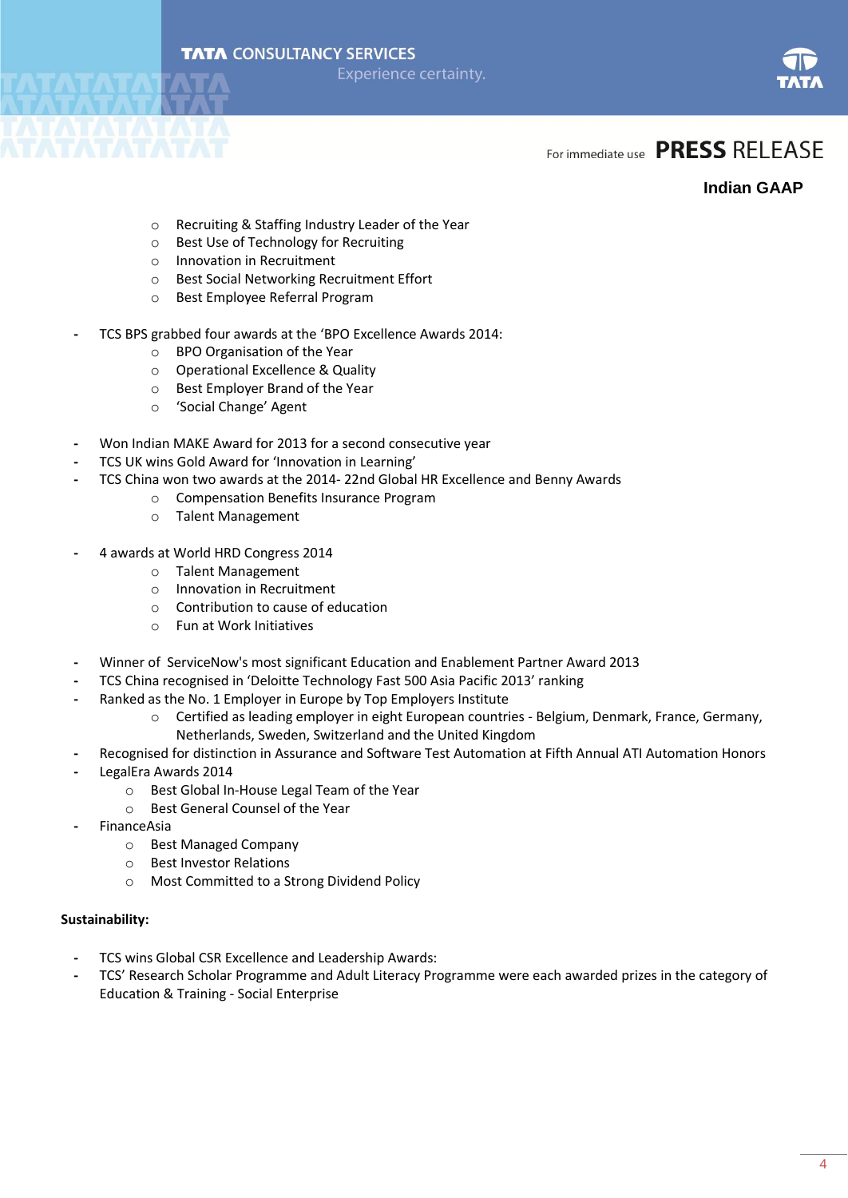Indian GAAP

  - Recruiting & Staffing Industry Leader of the Year
  - Best Use of Technology for Recruiting
  - Innovation in Recruitment
  - Best Social Networking Recruitment Effort
  - Best Employee Referral Program

- TCS BPS grabbed four awards at the 'BPO Excellence Awards 2014:
  - BPO Organisation of the Year
  - Operational Excellence & Quality
  - Best Employer Brand of the Year
  - 'Social Change' Agent

- Won Indian MAKE Award for 2013 for a second consecutive year
- TCS UK wins Gold Award for 'Innovation in Learning'
- TCS China won two awards at the 2014- 22nd Global HR Excellence and Benny Awards
  - Compensation Benefits Insurance Program
  - Talent Management

- 4 awards at World HRD Congress 2014
  - Talent Management
  - Innovation in Recruitment
  - Contribution to cause of education
  - Fun at Work Initiatives

- Winner of ServiceNow's most significant Education and Enablement Partner Award 2013
- TCS China recognised in 'Deloitte Technology Fast 500 Asia Pacific 2013' ranking
- Ranked as the No. 1 Employer in Europe by Top Employers Institute
  - Certified as leading employer in eight European countries - Belgium, Denmark, France, Germany, Netherlands, Sweden, Switzerland and the United Kingdom
- Recognised for distinction in Assurance and Software Test Automation at Fifth Annual ATI Automation Honors
- LegalEra Awards 2014
  - Best Global In-House Legal Team of the Year
  - Best General Counsel of the Year
- FinanceAsia
  - Best Managed Company
  - Best Investor Relations
  - Most Committed to a Strong Dividend Policy

**Sustainability:**

- TCS wins Global CSR Excellence and Leadership Awards:
- TCS' Research Scholar Programme and Adult Literacy Programme were each awarded prizes in the category of Education & Training - Social Enterprise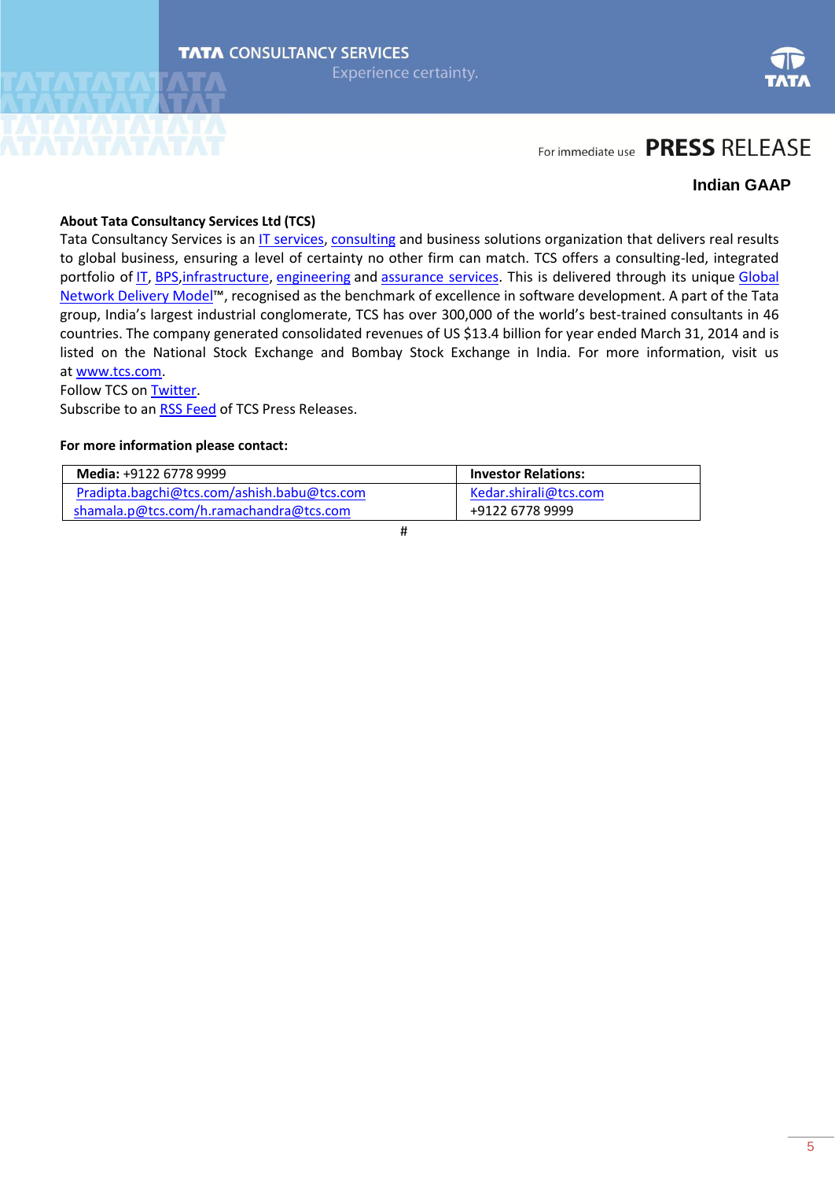For immediate use **PRESS RELEASE**

**Indian GAAP**

**About Tata Consultancy Services Ltd (TCS)**

Tata Consultancy Services is an IT services, consulting and business solutions organization that delivers real results to global business, ensuring a level of certainty no other firm can match. TCS offers a consulting-led, integrated portfolio of IT, BPS, infrastructure, engineering and assurance services. This is delivered through its unique Global Network Delivery Model™, recognised as the benchmark of excellence in software development. A part of the Tata group, India's largest industrial conglomerate, TCS has over 300,000 of the world's best-trained consultants in 46 countries. The company generated consolidated revenues of US $13.4 billion for year ended March 31, 2014 and is listed on the National Stock Exchange and Bombay Stock Exchange in India. For more information, visit us at www.tcs.com.

Follow TCS on Twitter.

Subscribe to an RSS Feed of TCS Press Releases.

**For more information please contact:**

| **Media:** +9122 6778 9999 | **Investor Relations:** |
|---|---|
| Pradipta.bagchi@tcs.com/ashish.babu@tcs.com<br>shamala.p@tcs.com/h.ramachandra@tcs.com | Kedar.shirali@tcs.com<br>+9122 6778 9999 |

#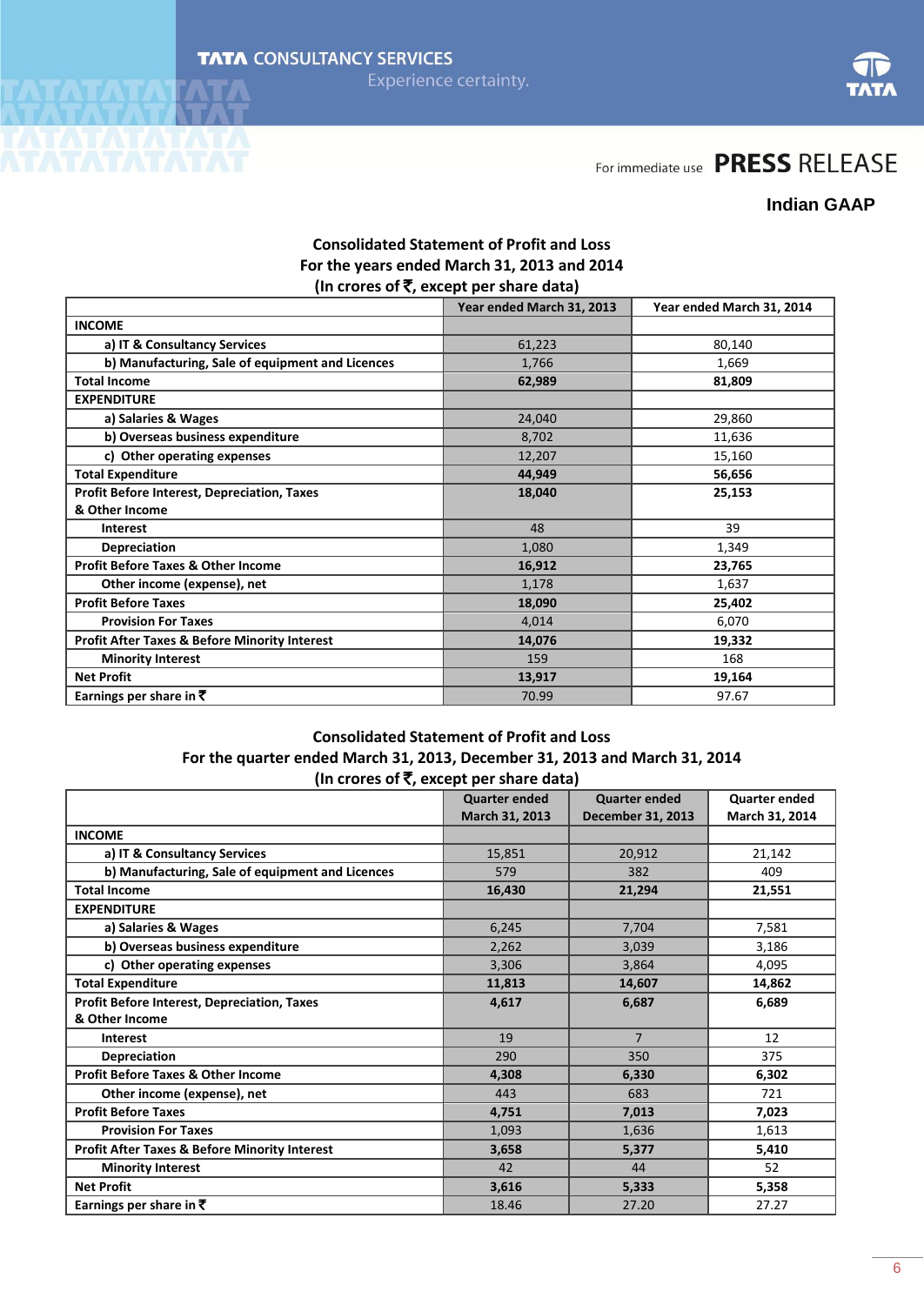TATA CONSULTANCY SERVICES

Experience certainty.

For immediate use **PRESS RELEASE**

**Indian GAAP**

**Consolidated Statement of Profit and Loss**
**For the years ended March 31, 2013 and 2014**
**(In crores of ₹, except per share data)**

| | Year ended March 31, 2013 | Year ended March 31, 2014 |
|---|---|---|
| **INCOME** | | |
| a) IT & Consultancy Services | 61,223 | 80,140 |
| b) Manufacturing, Sale of equipment and Licences | 1,766 | 1,669 |
| **Total Income** | **62,989** | **81,809** |
| **EXPENDITURE** | | |
| a) Salaries & Wages | 24,040 | 29,860 |
| b) Overseas business expenditure | 8,702 | 11,636 |
| c) Other operating expenses | 12,207 | 15,160 |
| **Total Expenditure** | **44,949** | **56,656** |
| **Profit Before Interest, Depreciation, Taxes & Other Income** | **18,040** | **25,153** |
| Interest | 48 | 39 |
| Depreciation | 1,080 | 1,349 |
| **Profit Before Taxes & Other Income** | **16,912** | **23,765** |
| Other income (expense), net | 1,178 | 1,637 |
| **Profit Before Taxes** | **18,090** | **25,402** |
| Provision For Taxes | 4,014 | 6,070 |
| **Profit After Taxes & Before Minority Interest** | **14,076** | **19,332** |
| Minority Interest | 159 | 168 |
| **Net Profit** | **13,917** | **19,164** |
| **Earnings per share in ₹** | 70.99 | 97.67 |

**Consolidated Statement of Profit and Loss**
**For the quarter ended March 31, 2013, December 31, 2013 and March 31, 2014**
**(In crores of ₹, except per share data)**

| | Quarter ended March 31, 2013 | Quarter ended December 31, 2013 | Quarter ended March 31, 2014 |
|---|---|---|---|
| **INCOME** | | | |
| a) IT & Consultancy Services | 15,851 | 20,912 | 21,142 |
| b) Manufacturing, Sale of equipment and Licences | 579 | 382 | 409 |
| **Total Income** | **16,430** | **21,294** | **21,551** |
| **EXPENDITURE** | | | |
| a) Salaries & Wages | 6,245 | 7,704 | 7,581 |
| b) Overseas business expenditure | 2,262 | 3,039 | 3,186 |
| c) Other operating expenses | 3,306 | 3,864 | 4,095 |
| **Total Expenditure** | **11,813** | **14,607** | **14,862** |
| **Profit Before Interest, Depreciation, Taxes & Other Income** | **4,617** | **6,687** | **6,689** |
| Interest | 19 | 7 | 12 |
| Depreciation | 290 | 350 | 375 |
| **Profit Before Taxes & Other Income** | **4,308** | **6,330** | **6,302** |
| Other income (expense), net | 443 | 683 | 721 |
| **Profit Before Taxes** | **4,751** | **7,013** | **7,023** |
| Provision For Taxes | 1,093 | 1,636 | 1,613 |
| **Profit After Taxes & Before Minority Interest** | **3,658** | **5,377** | **5,410** |
| Minority Interest | 42 | 44 | 52 |
| **Net Profit** | **3,616** | **5,333** | **5,358** |
| **Earnings per share in ₹** | 18.46 | 27.20 | 27.27 |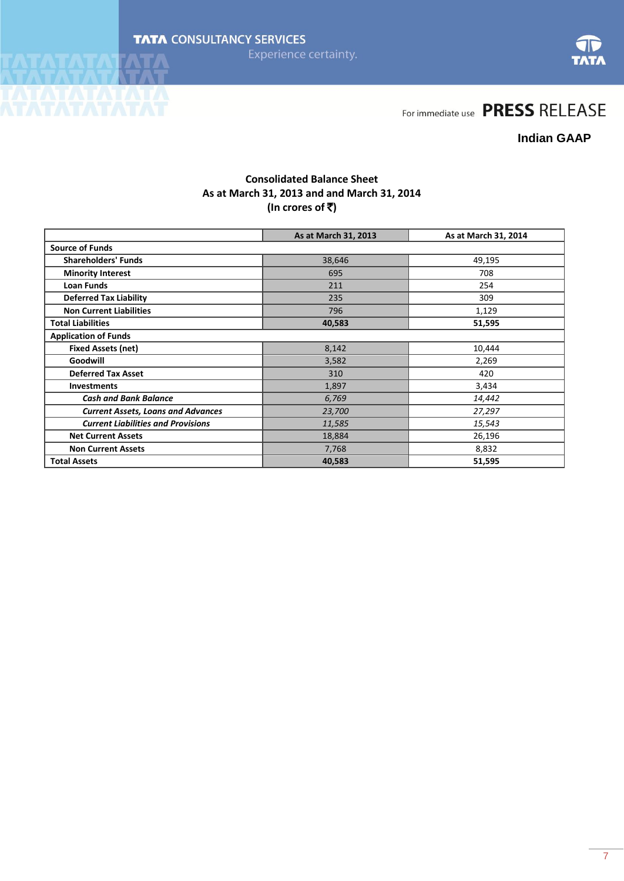TATA CONSULTANCY SERVICES

Experience certainty.

For immediate use **PRESS RELEASE**

**Indian GAAP**

## Consolidated Balance Sheet
## As at March 31, 2013 and and March 31, 2014
## (In crores of ₹)

| | As at March 31, 2013 | As at March 31, 2014 |
|---|---|---|
| **Source of Funds** | | |
| **Shareholders' Funds** | 38,646 | 49,195 |
| **Minority Interest** | 695 | 708 |
| **Loan Funds** | 211 | 254 |
| **Deferred Tax Liability** | 235 | 309 |
| **Non Current Liabilities** | 796 | 1,129 |
| **Total Liabilities** | **40,583** | **51,595** |
| **Application of Funds** | | |
| **Fixed Assets (net)** | 8,142 | 10,444 |
| **Goodwill** | 3,582 | 2,269 |
| **Deferred Tax Asset** | 310 | 420 |
| **Investments** | 1,897 | 3,434 |
| ***Cash and Bank Balance*** | *6,769* | *14,442* |
| ***Current Assets, Loans and Advances*** | *23,700* | *27,297* |
| ***Current Liabilities and Provisions*** | *11,585* | *15,543* |
| **Net Current Assets** | 18,884 | 26,196 |
| **Non Current Assets** | 7,768 | 8,832 |
| **Total Assets** | **40,583** | **51,595** |